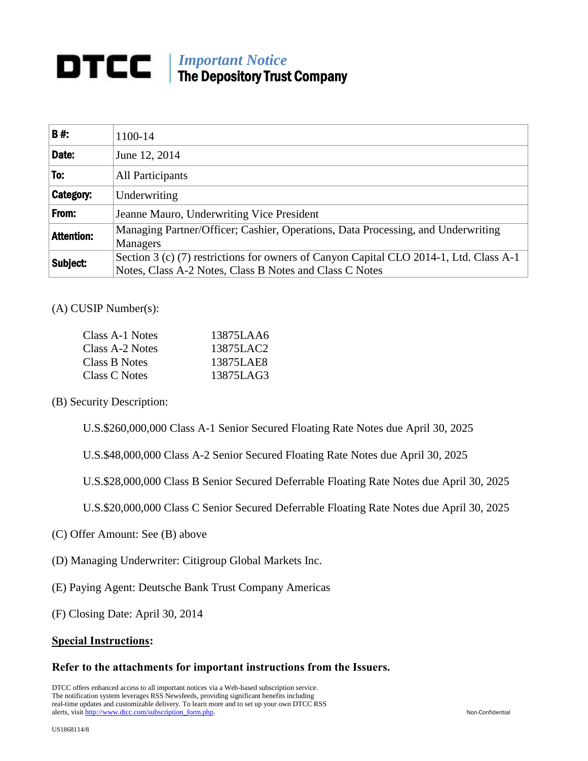# DTCC | *Important Notice* The Depository Trust Company

| | |
|---|---|
| **B #:** | 1100-14 |
| **Date:** | June 12, 2014 |
| **To:** | All Participants |
| **Category:** | Underwriting |
| **From:** | Jeanne Mauro, Underwriting Vice President |
| **Attention:** | Managing Partner/Officer; Cashier, Operations, Data Processing, and Underwriting Managers |
| **Subject:** | Section 3 (c) (7) restrictions for owners of Canyon Capital CLO 2014-1, Ltd. Class A-1 Notes, Class A-2 Notes, Class B Notes and Class C Notes |

(A) CUSIP Number(s):

| | |
|---|---|
| Class A-1 Notes | 13875LAA6 |
| Class A-2 Notes | 13875LAC2 |
| Class B Notes | 13875LAE8 |
| Class C Notes | 13875LAG3 |

(B) Security Description:

U.S.$260,000,000 Class A-1 Senior Secured Floating Rate Notes due April 30, 2025

U.S.$48,000,000 Class A-2 Senior Secured Floating Rate Notes due April 30, 2025

U.S.$28,000,000 Class B Senior Secured Deferrable Floating Rate Notes due April 30, 2025

U.S.$20,000,000 Class C Senior Secured Deferrable Floating Rate Notes due April 30, 2025

(C) Offer Amount: See (B) above

(D) Managing Underwriter: Citigroup Global Markets Inc.

(E) Paying Agent: Deutsche Bank Trust Company Americas

(F) Closing Date: April 30, 2014

## <u>Special Instructions</u>:

### Refer to the attachments for important instructions from the Issuers.

DTCC offers enhanced access to all important notices via a Web-based subscription service. The notification system leverages RSS Newsfeeds, providing significant benefits including real-time updates and customizable delivery. To learn more and to set up your own DTCC RSS alerts, visit http://www.dtcc.com/subscription_form.php.

Non-Confidential

US1868114/8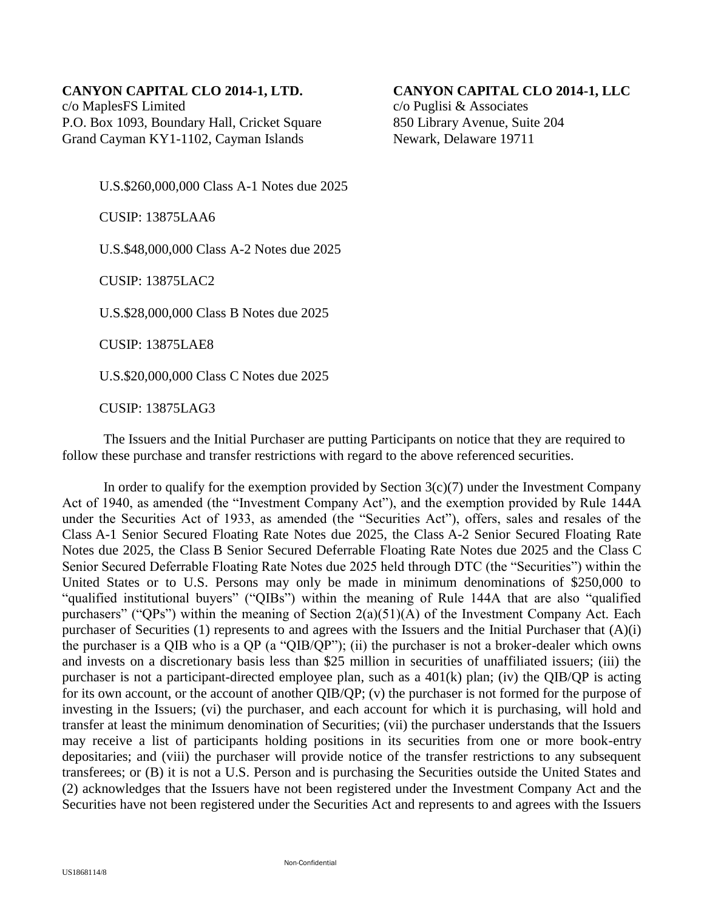**CANYON CAPITAL CLO 2014-1, LTD.**
c/o MaplesFS Limited
P.O. Box 1093, Boundary Hall, Cricket Square
Grand Cayman KY1-1102, Cayman Islands

**CANYON CAPITAL CLO 2014-1, LLC**
c/o Puglisi & Associates
850 Library Avenue, Suite 204
Newark, Delaware 19711

U.S.$260,000,000 Class A-1 Notes due 2025

CUSIP: 13875LAA6

U.S.$48,000,000 Class A-2 Notes due 2025

CUSIP: 13875LAC2

U.S.$28,000,000 Class B Notes due 2025

CUSIP: 13875LAE8

U.S.$20,000,000 Class C Notes due 2025

CUSIP: 13875LAG3

The Issuers and the Initial Purchaser are putting Participants on notice that they are required to follow these purchase and transfer restrictions with regard to the above referenced securities.

In order to qualify for the exemption provided by Section 3(c)(7) under the Investment Company Act of 1940, as amended (the "Investment Company Act"), and the exemption provided by Rule 144A under the Securities Act of 1933, as amended (the "Securities Act"), offers, sales and resales of the Class A-1 Senior Secured Floating Rate Notes due 2025, the Class A-2 Senior Secured Floating Rate Notes due 2025, the Class B Senior Secured Deferrable Floating Rate Notes due 2025 and the Class C Senior Secured Deferrable Floating Rate Notes due 2025 held through DTC (the "Securities") within the United States or to U.S. Persons may only be made in minimum denominations of $250,000 to "qualified institutional buyers" ("QIBs") within the meaning of Rule 144A that are also "qualified purchasers" ("QPs") within the meaning of Section 2(a)(51)(A) of the Investment Company Act. Each purchaser of Securities (1) represents to and agrees with the Issuers and the Initial Purchaser that (A)(i) the purchaser is a QIB who is a QP (a "QIB/QP"); (ii) the purchaser is not a broker-dealer which owns and invests on a discretionary basis less than $25 million in securities of unaffiliated issuers; (iii) the purchaser is not a participant-directed employee plan, such as a 401(k) plan; (iv) the QIB/QP is acting for its own account, or the account of another QIB/QP; (v) the purchaser is not formed for the purpose of investing in the Issuers; (vi) the purchaser, and each account for which it is purchasing, will hold and transfer at least the minimum denomination of Securities; (vii) the purchaser understands that the Issuers may receive a list of participants holding positions in its securities from one or more book-entry depositaries; and (viii) the purchaser will provide notice of the transfer restrictions to any subsequent transferees; or (B) it is not a U.S. Person and is purchasing the Securities outside the United States and (2) acknowledges that the Issuers have not been registered under the Investment Company Act and the Securities have not been registered under the Securities Act and represents to and agrees with the Issuers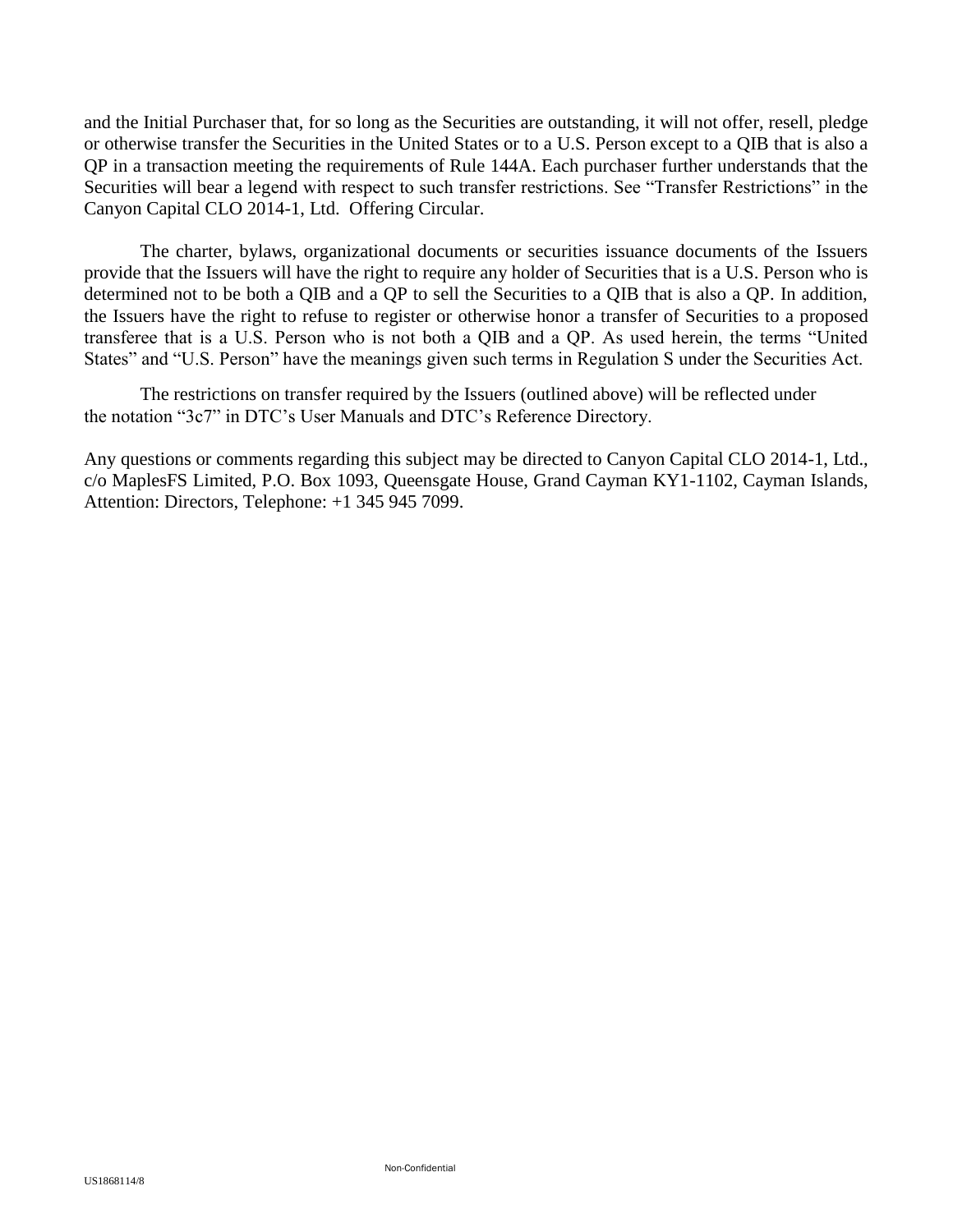and the Initial Purchaser that, for so long as the Securities are outstanding, it will not offer, resell, pledge or otherwise transfer the Securities in the United States or to a U.S. Person except to a QIB that is also a QP in a transaction meeting the requirements of Rule 144A. Each purchaser further understands that the Securities will bear a legend with respect to such transfer restrictions. See "Transfer Restrictions" in the Canyon Capital CLO 2014-1, Ltd. Offering Circular.

The charter, bylaws, organizational documents or securities issuance documents of the Issuers provide that the Issuers will have the right to require any holder of Securities that is a U.S. Person who is determined not to be both a QIB and a QP to sell the Securities to a QIB that is also a QP. In addition, the Issuers have the right to refuse to register or otherwise honor a transfer of Securities to a proposed transferee that is a U.S. Person who is not both a QIB and a QP. As used herein, the terms "United States" and "U.S. Person" have the meanings given such terms in Regulation S under the Securities Act.

The restrictions on transfer required by the Issuers (outlined above) will be reflected under the notation "3c7" in DTC's User Manuals and DTC's Reference Directory.

Any questions or comments regarding this subject may be directed to Canyon Capital CLO 2014-1, Ltd., c/o MaplesFS Limited, P.O. Box 1093, Queensgate House, Grand Cayman KY1-1102, Cayman Islands, Attention: Directors, Telephone: +1 345 945 7099.